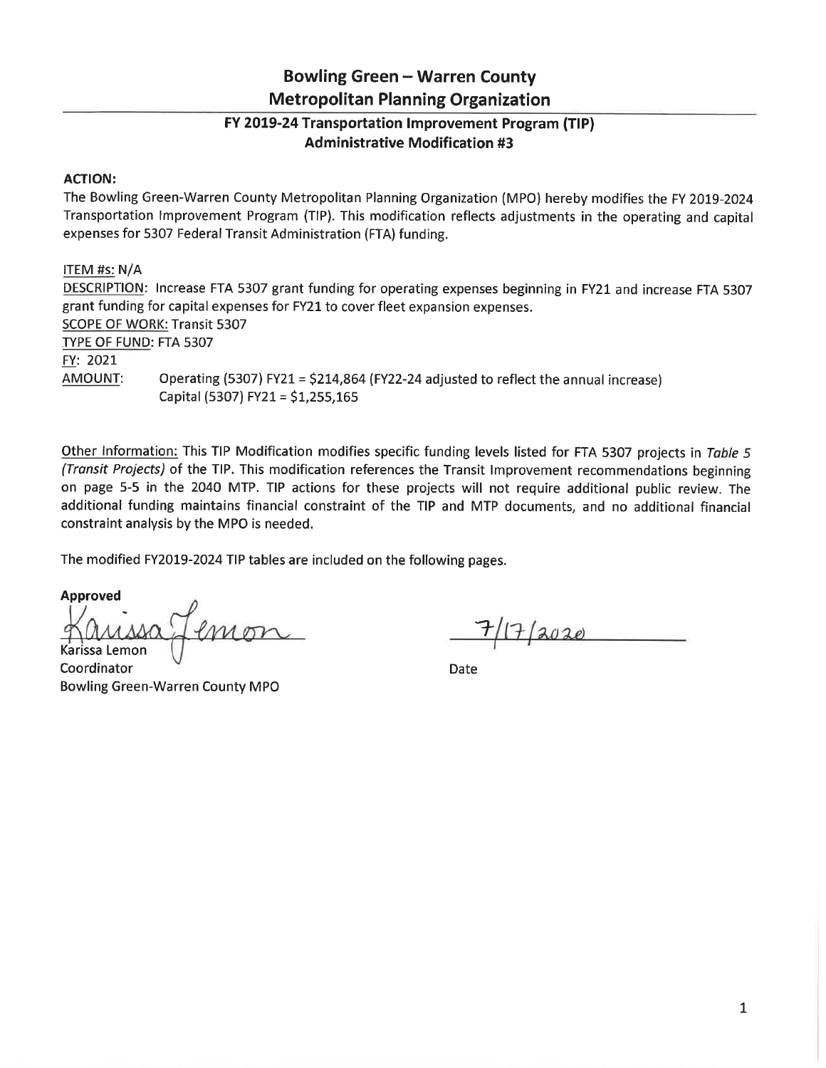# Bowling Green – Warren County Metropolitan Planning Organization

## FY 2019-24 Transportation Improvement Program (TIP) Administrative Modification #3

**ACTION:**

The Bowling Green-Warren County Metropolitan Planning Organization (MPO) hereby modifies the FY 2019-2024 Transportation Improvement Program (TIP). This modification reflects adjustments in the operating and capital expenses for 5307 Federal Transit Administration (FTA) funding.

ITEM #s: N/A

DESCRIPTION: Increase FTA 5307 grant funding for operating expenses beginning in FY21 and increase FTA 5307 grant funding for capital expenses for FY21 to cover fleet expansion expenses.

SCOPE OF WORK: Transit 5307

TYPE OF FUND: FTA 5307

FY: 2021

AMOUNT: Operating (5307) FY21 = $214,864 (FY22-24 adjusted to reflect the annual increase)
Capital (5307) FY21 = $1,255,165

Other Information: This TIP Modification modifies specific funding levels listed for FTA 5307 projects in *Table 5 (Transit Projects)* of the TIP. This modification references the Transit Improvement recommendations beginning on page 5-5 in the 2040 MTP. TIP actions for these projects will not require additional public review. The additional funding maintains financial constraint of the TIP and MTP documents, and no additional financial constraint analysis by the MPO is needed.

The modified FY2019-2024 TIP tables are included on the following pages.

**Approved**

Karissa Lemon
Coordinator
Bowling Green-Warren County MPO

7/17/2020
Date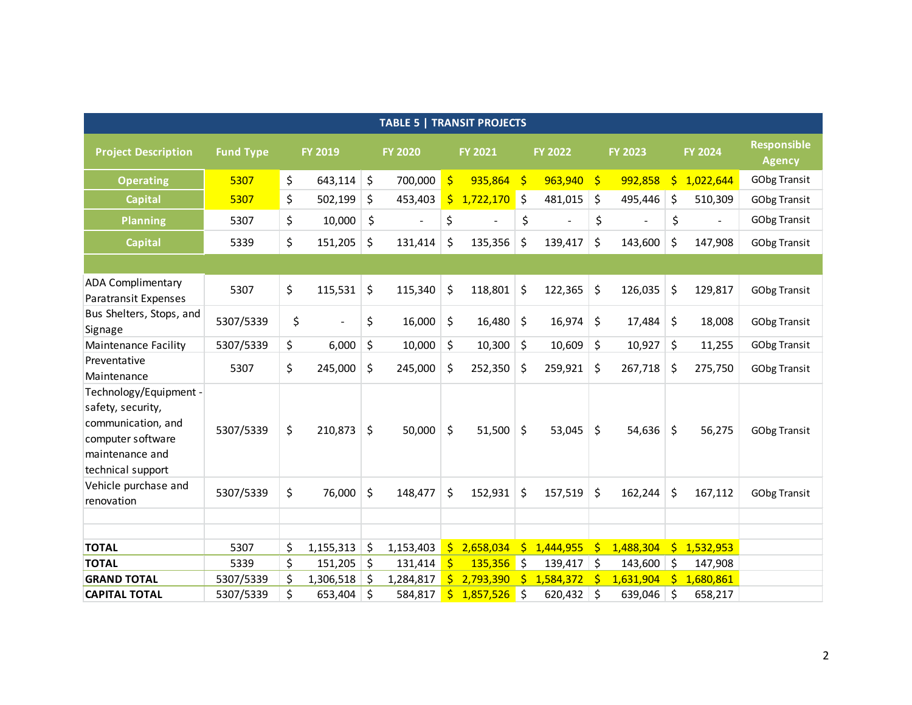## TABLE 5 | TRANSIT PROJECTS

| Project Description | Fund Type | FY 2019 | FY 2020 | FY 2021 | FY 2022 | FY 2023 | FY 2024 | Responsible Agency |
|---|---|---|---|---|---|---|---|---|
| **Operating** | 5307 | $ 643,114 | $ 700,000 | $ 935,864 | $ 963,940 | $ 992,858 | $ 1,022,644 | GObg Transit |
| **Capital** | 5307 | $ 502,199 | $ 453,403 | $ 1,722,170 | $ 481,015 | $ 495,446 | $ 510,309 | GObg Transit |
| **Planning** | 5307 | $ 10,000 | $ - | $ - | $ - | $ - | $ - | GObg Transit |
| **Capital** | 5339 | $ 151,205 | $ 131,414 | $ 135,356 | $ 139,417 | $ 143,600 | $ 147,908 | GObg Transit |
| | | | | | | | | |
| ADA Complimentary Paratransit Expenses | 5307 | $ 115,531 | $ 115,340 | $ 118,801 | $ 122,365 | $ 126,035 | $ 129,817 | GObg Transit |
| Bus Shelters, Stops, and Signage | 5307/5339 | $ - | $ 16,000 | $ 16,480 | $ 16,974 | $ 17,484 | $ 18,008 | GObg Transit |
| Maintenance Facility | 5307/5339 | $ 6,000 | $ 10,000 | $ 10,300 | $ 10,609 | $ 10,927 | $ 11,255 | GObg Transit |
| Preventative Maintenance | 5307 | $ 245,000 | $ 245,000 | $ 252,350 | $ 259,921 | $ 267,718 | $ 275,750 | GObg Transit |
| Technology/Equipment - safety, security, communication, and computer software maintenance and technical support | 5307/5339 | $ 210,873 | $ 50,000 | $ 51,500 | $ 53,045 | $ 54,636 | $ 56,275 | GObg Transit |
| Vehicle purchase and renovation | 5307/5339 | $ 76,000 | $ 148,477 | $ 152,931 | $ 157,519 | $ 162,244 | $ 167,112 | GObg Transit |
| | | | | | | | | |
| | | | | | | | | |
| **TOTAL** | 5307 | $ 1,155,313 | $ 1,153,403 | $ 2,658,034 | $ 1,444,955 | $ 1,488,304 | $ 1,532,953 | |
| **TOTAL** | 5339 | $ 151,205 | $ 131,414 | $ 135,356 | $ 139,417 | $ 143,600 | $ 147,908 | |
| **GRAND TOTAL** | 5307/5339 | $ 1,306,518 | $ 1,284,817 | $ 2,793,390 | $ 1,584,372 | $ 1,631,904 | $ 1,680,861 | |
| **CAPITAL TOTAL** | 5307/5339 | $ 653,404 | $ 584,817 | $ 1,857,526 | $ 620,432 | $ 639,046 | $ 658,217 | |